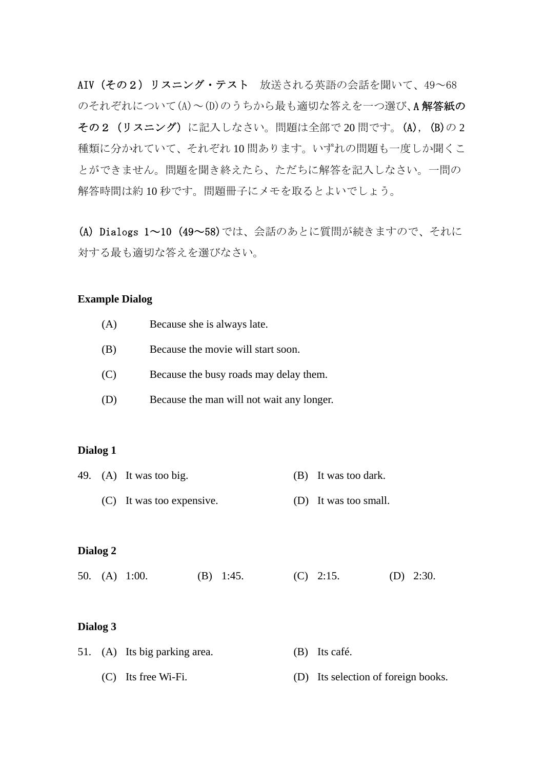**AIV（その２）リスニング・テスト**　放送される英語の会話を聞いて、49〜68のそれぞれについて(A)〜(D)のうちから最も適切な答えを一つ選び、**A 解答紙のその２（リスニング）**に記入しなさい。問題は全部で 20 問です。**(A)，(B)**の 2 種類に分かれていて、それぞれ 10 問あります。いずれの問題も一度しか聞くことができません。問題を聞き終えたら、ただちに解答を記入しなさい。一問の解答時間は約 10 秒です。問題冊子にメモを取るとよいでしょう。

**(A) Dialogs 1〜10 (49〜58)**では、会話のあとに質問が続きますので、それに対する最も適切な答えを選びなさい。

**Example Dialog**

(A) Because she is always late.

(B) Because the movie will start soon.

(C) Because the busy roads may delay them.

(D) Because the man will not wait any longer.

**Dialog 1**

49. (A) It was too big.　(B) It was too dark.

(C) It was too expensive.　(D) It was too small.

**Dialog 2**

50. (A) 1:00.　(B) 1:45.　(C) 2:15.　(D) 2:30.

**Dialog 3**

51. (A) Its big parking area.　(B) Its café.

(C) Its free Wi-Fi.　(D) Its selection of foreign books.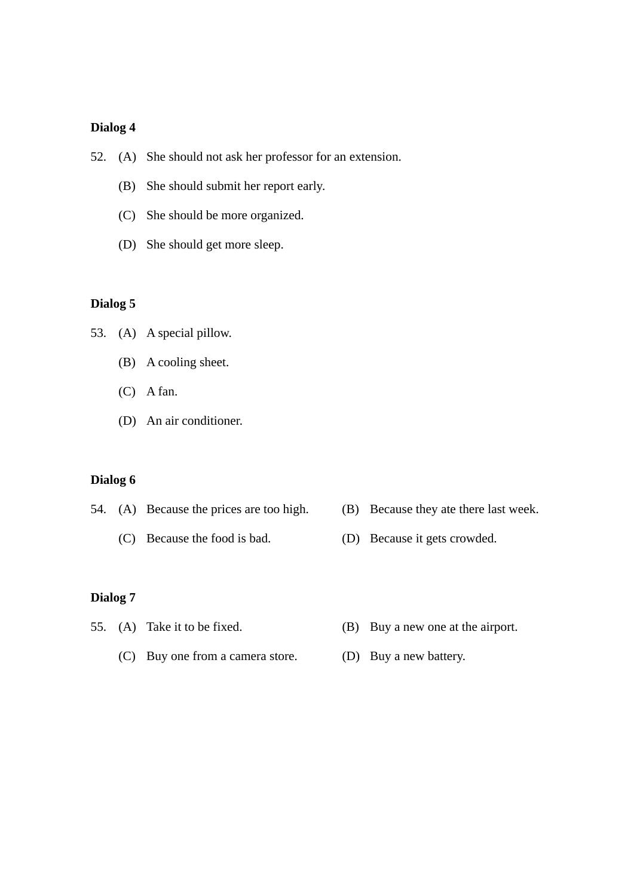**Dialog 4**

52. (A) She should not ask her professor for an extension.
    (B) She should submit her report early.
    (C) She should be more organized.
    (D) She should get more sleep.

**Dialog 5**

53. (A) A special pillow.
    (B) A cooling sheet.
    (C) A fan.
    (D) An air conditioner.

**Dialog 6**

54. (A) Because the prices are too high.
    (B) Because they ate there last week.
    (C) Because the food is bad.
    (D) Because it gets crowded.

**Dialog 7**

55. (A) Take it to be fixed.
    (B) Buy a new one at the airport.
    (C) Buy one from a camera store.
    (D) Buy a new battery.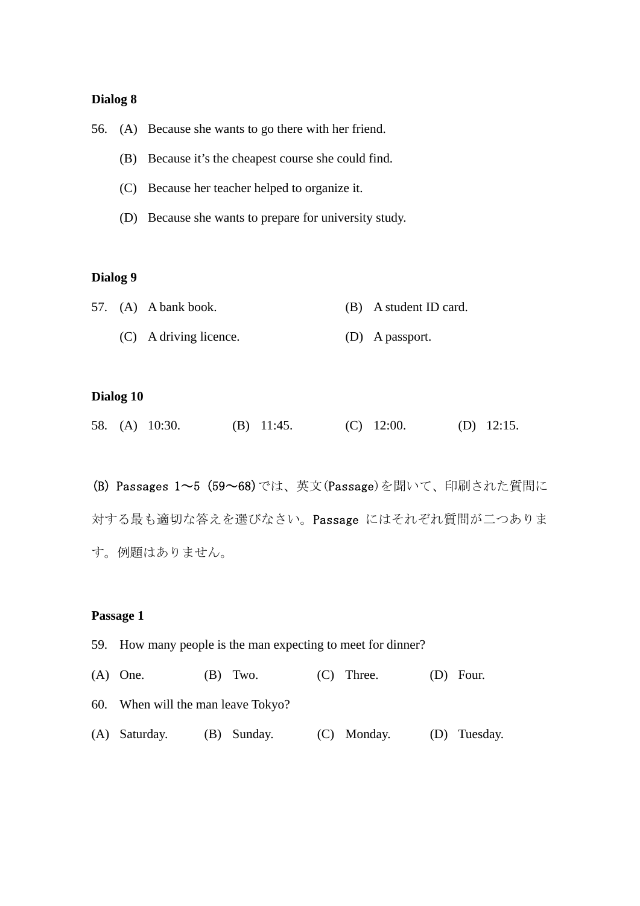**Dialog 8**

56. (A) Because she wants to go there with her friend.

    (B) Because it’s the cheapest course she could find.

    (C) Because her teacher helped to organize it.

    (D) Because she wants to prepare for university study.

**Dialog 9**

57. (A) A bank book. (B) A student ID card.

    (C) A driving licence. (D) A passport.

**Dialog 10**

58. (A) 10:30. (B) 11:45. (C) 12:00. (D) 12:15.

(B) Passages 1〜5 (59〜68)では、英文(Passage)を聞いて、印刷された質問に対する最も適切な答えを選びなさい。Passage にはそれぞれ質問が二つあります。例題はありません。

**Passage 1**

59. How many people is the man expecting to meet for dinner?

(A) One. (B) Two. (C) Three. (D) Four.

60. When will the man leave Tokyo?

(A) Saturday. (B) Sunday. (C) Monday. (D) Tuesday.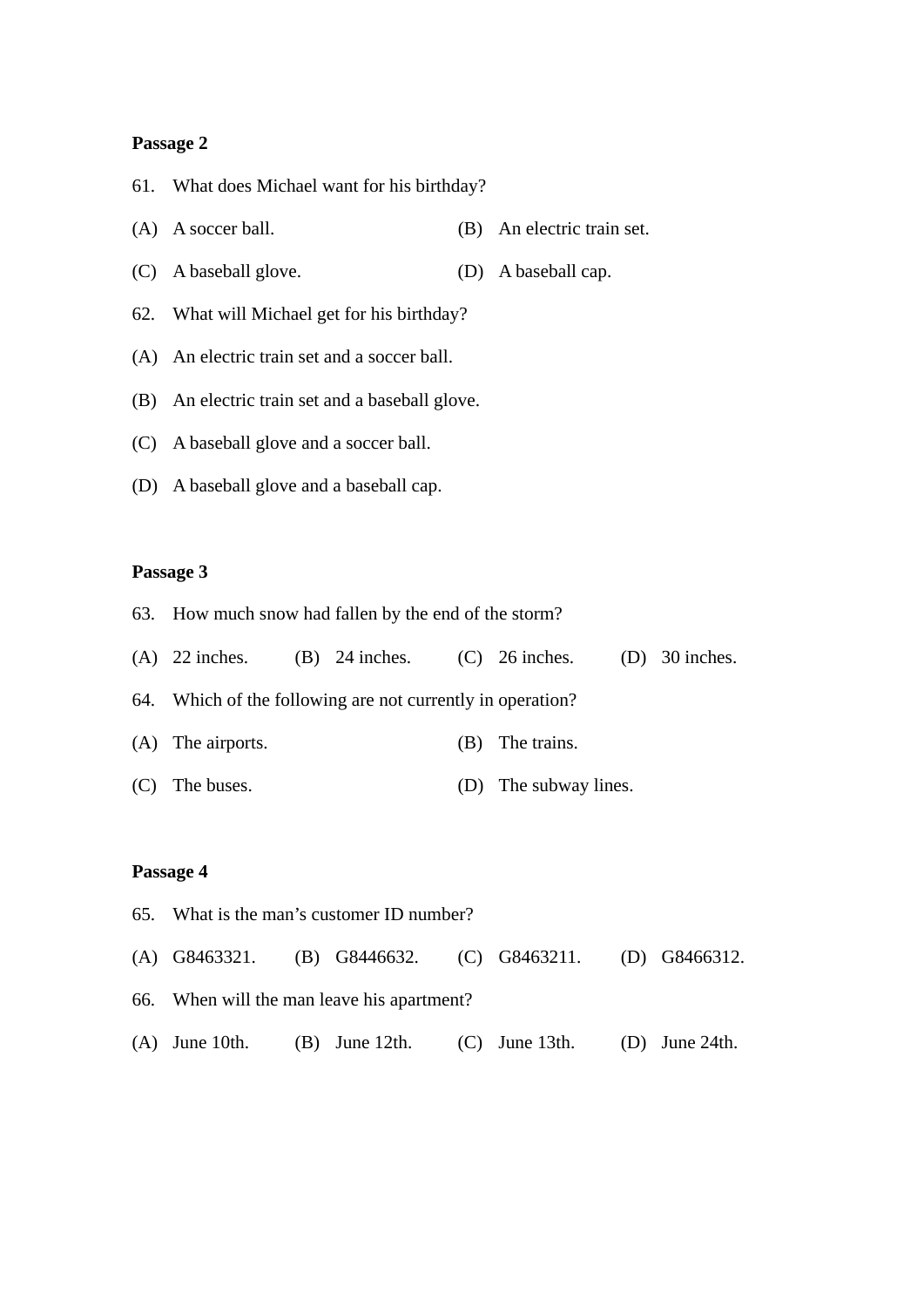**Passage 2**

61. What does Michael want for his birthday?

(A) A soccer ball.

(B) An electric train set.

(C) A baseball glove.

(D) A baseball cap.

62. What will Michael get for his birthday?

(A) An electric train set and a soccer ball.

(B) An electric train set and a baseball glove.

(C) A baseball glove and a soccer ball.

(D) A baseball glove and a baseball cap.

**Passage 3**

63. How much snow had fallen by the end of the storm?

(A) 22 inches.

(B) 24 inches.

(C) 26 inches.

(D) 30 inches.

64. Which of the following are not currently in operation?

(A) The airports.

(B) The trains.

(C) The buses.

(D) The subway lines.

**Passage 4**

65. What is the man's customer ID number?

(A) G8463321.

(B) G8446632.

(C) G8463211.

(D) G8466312.

66. When will the man leave his apartment?

(A) June 10th.

(B) June 12th.

(C) June 13th.

(D) June 24th.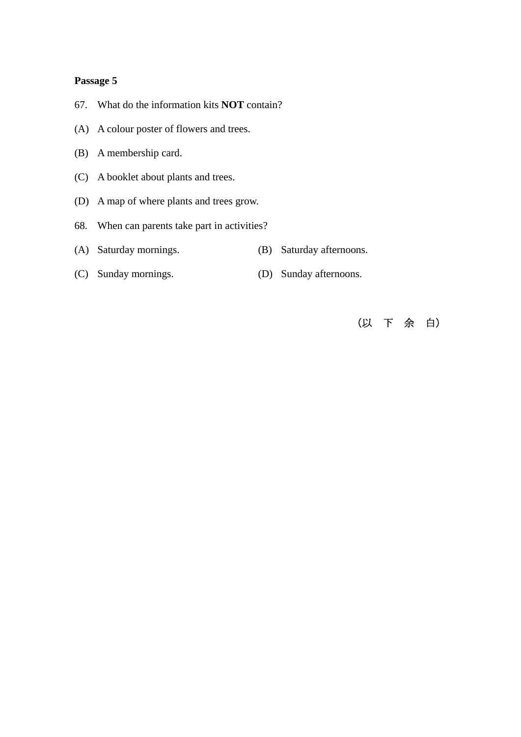**Passage 5**

67. What do the information kits **NOT** contain?

(A) A colour poster of flowers and trees.

(B) A membership card.

(C) A booklet about plants and trees.

(D) A map of where plants and trees grow.

68. When can parents take part in activities?

(A) Saturday mornings.

(B) Saturday afternoons.

(C) Sunday mornings.

(D) Sunday afternoons.

（以　下　余　白）